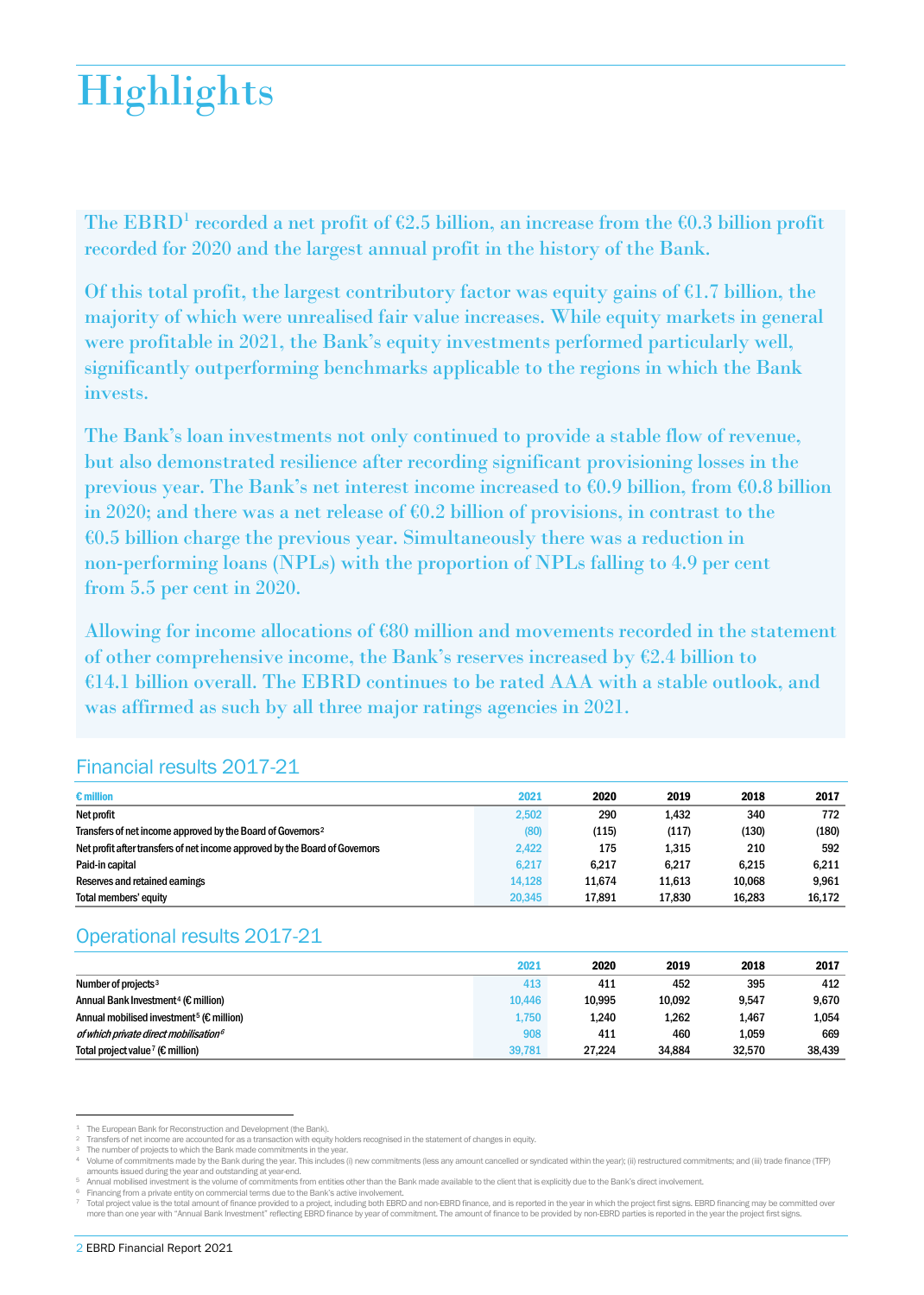# Highlights

The EBRD[1] recorded a net profit of €2.5 billion, an increase from the €0.3 billion profit recorded for 2020 and the largest annual profit in the history of the Bank.

Of this total profit, the largest contributory factor was equity gains of €1.7 billion, the majority of which were unrealised fair value increases. While equity markets in general were profitable in 2021, the Bank's equity investments performed particularly well, significantly outperforming benchmarks applicable to the regions in which the Bank invests.

The Bank's loan investments not only continued to provide a stable flow of revenue, but also demonstrated resilience after recording significant provisioning losses in the previous year. The Bank's net interest income increased to €0.9 billion, from €0.8 billion in 2020; and there was a net release of €0.2 billion of provisions, in contrast to the €0.5 billion charge the previous year. Simultaneously there was a reduction in non-performing loans (NPLs) with the proportion of NPLs falling to 4.9 per cent from 5.5 per cent in 2020.

Allowing for income allocations of €80 million and movements recorded in the statement of other comprehensive income, the Bank's reserves increased by €2.4 billion to €14.1 billion overall. The EBRD continues to be rated AAA with a stable outlook, and was affirmed as such by all three major ratings agencies in 2021.

## Financial results 2017-21

| € million | 2021 | 2020 | 2019 | 2018 | 2017 |
|---|---|---|---|---|---|
| Net profit | 2,502 | 290 | 1,432 | 340 | 772 |
| Transfers of net income approved by the Board of Governors[2] | (80) | (115) | (117) | (130) | (180) |
| Net profit after transfers of net income approved by the Board of Governors | 2,422 | 175 | 1,315 | 210 | 592 |
| Paid-in capital | 6,217 | 6,217 | 6,217 | 6,215 | 6,211 |
| Reserves and retained earnings | 14,128 | 11,674 | 11,613 | 10,068 | 9,961 |
| Total members' equity | 20,345 | 17,891 | 17,830 | 16,283 | 16,172 |

## Operational results 2017-21

| | 2021 | 2020 | 2019 | 2018 | 2017 |
|---|---|---|---|---|---|
| Number of projects[3] | 413 | 411 | 452 | 395 | 412 |
| Annual Bank Investment[4] (€ million) | 10,446 | 10,995 | 10,092 | 9,547 | 9,670 |
| Annual mobilised investment[5] (€ million) | 1,750 | 1,240 | 1,262 | 1,467 | 1,054 |
| *of which private direct mobilisation[6]* | 908 | 411 | 460 | 1,059 | 669 |
| Total project value[7] (€ million) | 39,781 | 27,224 | 34,884 | 32,570 | 38,439 |

---

1 The European Bank for Reconstruction and Development (the Bank).
2 Transfers of net income are accounted for as a transaction with equity holders recognised in the statement of changes in equity.
3 The number of projects to which the Bank made commitments in the year.
4 Volume of commitments made by the Bank during the year. This includes (i) new commitments (less any amount cancelled or syndicated within the year); (ii) restructured commitments; and (iii) trade finance (TFP) amounts issued during the year and outstanding at year-end.
5 Annual mobilised investment is the volume of commitments from entities other than the Bank made available to the client that is explicitly due to the Bank's direct involvement.
6 Financing from a private entity on commercial terms due to the Bank's active involvement.
7 Total project value is the total amount of finance provided to a project, including both EBRD and non-EBRD finance, and is reported in the year in which the project first signs. EBRD financing may be committed over more than one year with "Annual Bank Investment" reflecting EBRD finance by year of commitment. The amount of finance to be provided by non-EBRD parties is reported in the year the project first signs.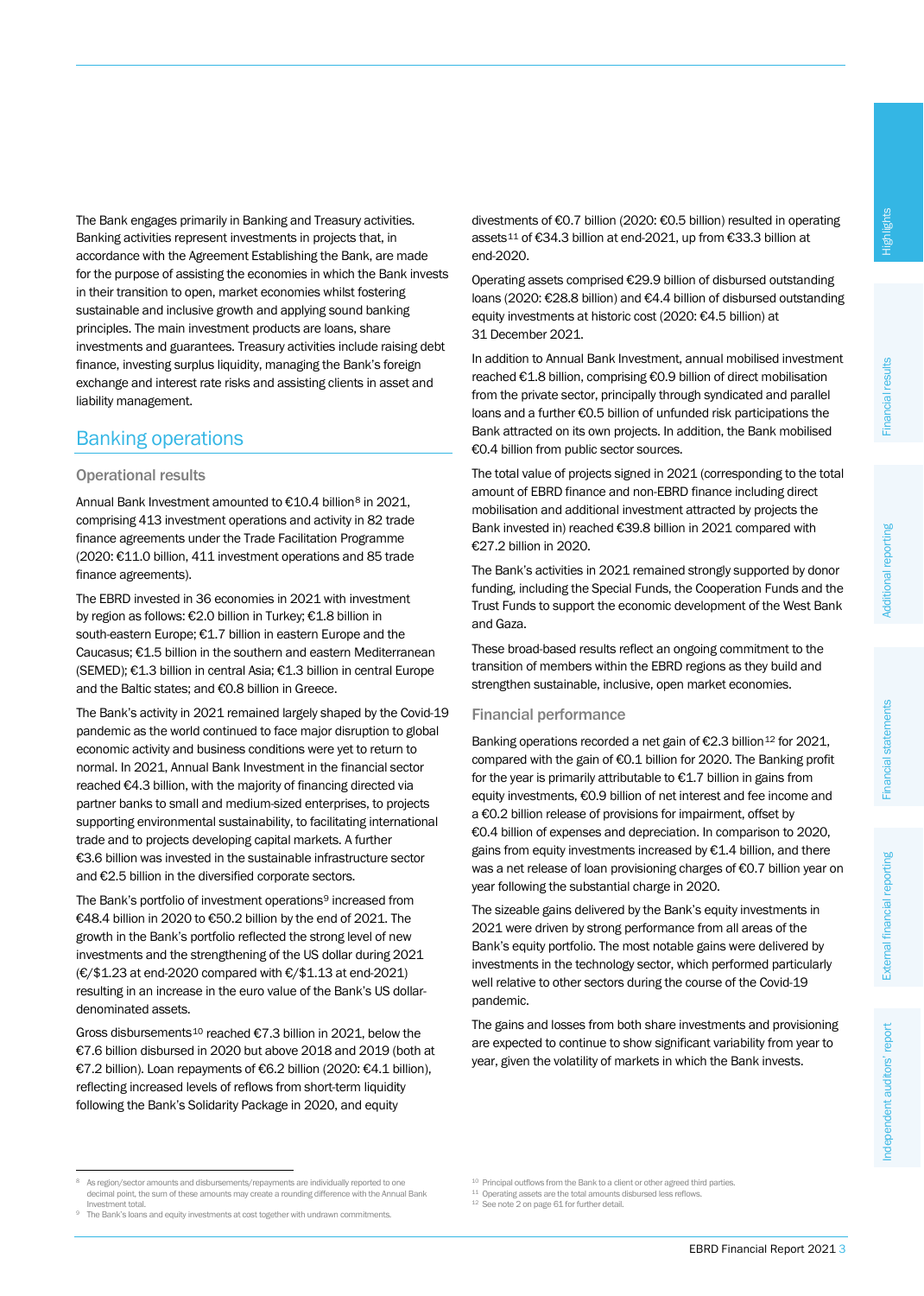The Bank engages primarily in Banking and Treasury activities. Banking activities represent investments in projects that, in accordance with the Agreement Establishing the Bank, are made for the purpose of assisting the economies in which the Bank invests in their transition to open, market economies whilst fostering sustainable and inclusive growth and applying sound banking principles. The main investment products are loans, share investments and guarantees. Treasury activities include raising debt finance, investing surplus liquidity, managing the Bank's foreign exchange and interest rate risks and assisting clients in asset and liability management.

## Banking operations

### Operational results

Annual Bank Investment amounted to €10.4 billion[8] in 2021, comprising 413 investment operations and activity in 82 trade finance agreements under the Trade Facilitation Programme (2020: €11.0 billion, 411 investment operations and 85 trade finance agreements).

The EBRD invested in 36 economies in 2021 with investment by region as follows: €2.0 billion in Turkey; €1.8 billion in south-eastern Europe; €1.7 billion in eastern Europe and the Caucasus; €1.5 billion in the southern and eastern Mediterranean (SEMED); €1.3 billion in central Asia; €1.3 billion in central Europe and the Baltic states; and €0.8 billion in Greece.

The Bank's activity in 2021 remained largely shaped by the Covid-19 pandemic as the world continued to face major disruption to global economic activity and business conditions were yet to return to normal. In 2021, Annual Bank Investment in the financial sector reached €4.3 billion, with the majority of financing directed via partner banks to small and medium-sized enterprises, to projects supporting environmental sustainability, to facilitating international trade and to projects developing capital markets. A further €3.6 billion was invested in the sustainable infrastructure sector and €2.5 billion in the diversified corporate sectors.

The Bank's portfolio of investment operations[9] increased from €48.4 billion in 2020 to €50.2 billion by the end of 2021. The growth in the Bank's portfolio reflected the strong level of new investments and the strengthening of the US dollar during 2021 (€/$1.23 at end-2020 compared with €/$1.13 at end-2021) resulting in an increase in the euro value of the Bank's US dollar-denominated assets.

Gross disbursements[10] reached €7.3 billion in 2021, below the €7.6 billion disbursed in 2020 but above 2018 and 2019 (both at €7.2 billion). Loan repayments of €6.2 billion (2020: €4.1 billion), reflecting increased levels of reflows from short-term liquidity following the Bank's Solidarity Package in 2020, and equity divestments of €0.7 billion (2020: €0.5 billion) resulted in operating assets[11] of €34.3 billion at end-2021, up from €33.3 billion at end-2020.

Operating assets comprised €29.9 billion of disbursed outstanding loans (2020: €28.8 billion) and €4.4 billion of disbursed outstanding equity investments at historic cost (2020: €4.5 billion) at 31 December 2021.

In addition to Annual Bank Investment, annual mobilised investment reached €1.8 billion, comprising €0.9 billion of direct mobilisation from the private sector, principally through syndicated and parallel loans and a further €0.5 billion of unfunded risk participations the Bank attracted on its own projects. In addition, the Bank mobilised €0.4 billion from public sector sources.

The total value of projects signed in 2021 (corresponding to the total amount of EBRD finance and non-EBRD finance including direct mobilisation and additional investment attracted by projects the Bank invested in) reached €39.8 billion in 2021 compared with €27.2 billion in 2020.

The Bank's activities in 2021 remained strongly supported by donor funding, including the Special Funds, the Cooperation Funds and the Trust Funds to support the economic development of the West Bank and Gaza.

These broad-based results reflect an ongoing commitment to the transition of members within the EBRD regions as they build and strengthen sustainable, inclusive, open market economies.

### Financial performance

Banking operations recorded a net gain of €2.3 billion[12] for 2021, compared with the gain of €0.1 billion for 2020. The Banking profit for the year is primarily attributable to €1.7 billion in gains from equity investments, €0.9 billion of net interest and fee income and a €0.2 billion release of provisions for impairment, offset by €0.4 billion of expenses and depreciation. In comparison to 2020, gains from equity investments increased by €1.4 billion, and there was a net release of loan provisioning charges of €0.7 billion year on year following the substantial charge in 2020.

The sizeable gains delivered by the Bank's equity investments in 2021 were driven by strong performance from all areas of the Bank's equity portfolio. The most notable gains were delivered by investments in the technology sector, which performed particularly well relative to other sectors during the course of the Covid-19 pandemic.

The gains and losses from both share investments and provisioning are expected to continue to show significant variability from year to year, given the volatility of markets in which the Bank invests.

---

[8] As region/sector amounts and disbursements/repayments are individually reported to one decimal point, the sum of these amounts may create a rounding difference with the Annual Bank Investment total.

[9] The Bank's loans and equity investments at cost together with undrawn commitments.

[10] Principal outflows from the Bank to a client or other agreed third parties.

[11] Operating assets are the total amounts disbursed less reflows.

[12] See note 2 on page 61 for further detail.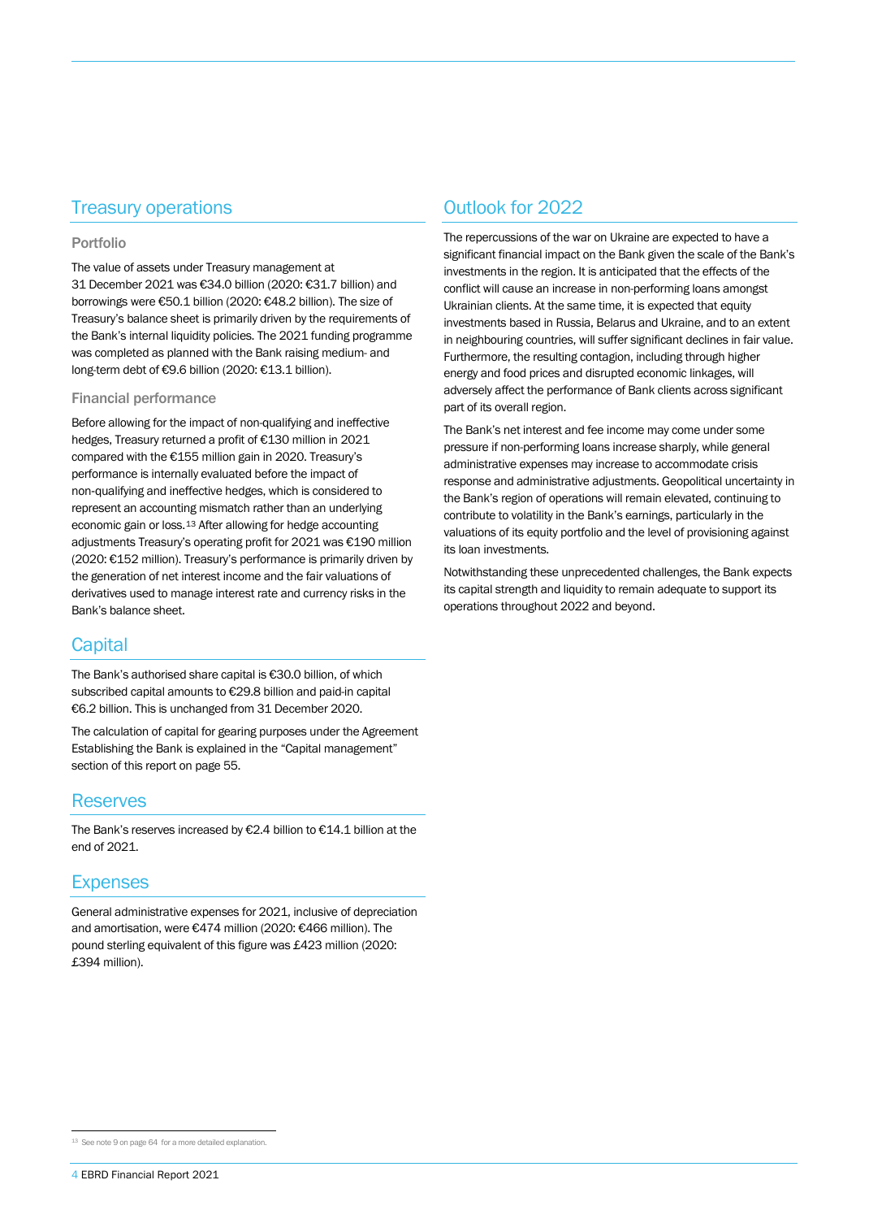## Treasury operations

### Portfolio

The value of assets under Treasury management at 31 December 2021 was €34.0 billion (2020: €31.7 billion) and borrowings were €50.1 billion (2020: €48.2 billion). The size of Treasury's balance sheet is primarily driven by the requirements of the Bank's internal liquidity policies. The 2021 funding programme was completed as planned with the Bank raising medium- and long-term debt of €9.6 billion (2020: €13.1 billion).

### Financial performance

Before allowing for the impact of non-qualifying and ineffective hedges, Treasury returned a profit of €130 million in 2021 compared with the €155 million gain in 2020. Treasury's performance is internally evaluated before the impact of non-qualifying and ineffective hedges, which is considered to represent an accounting mismatch rather than an underlying economic gain or loss.[13] After allowing for hedge accounting adjustments Treasury's operating profit for 2021 was €190 million (2020: €152 million). Treasury's performance is primarily driven by the generation of net interest income and the fair valuations of derivatives used to manage interest rate and currency risks in the Bank's balance sheet.

## Capital

The Bank's authorised share capital is €30.0 billion, of which subscribed capital amounts to €29.8 billion and paid-in capital €6.2 billion. This is unchanged from 31 December 2020.

The calculation of capital for gearing purposes under the Agreement Establishing the Bank is explained in the "Capital management" section of this report on page 55.

## Reserves

The Bank's reserves increased by €2.4 billion to €14.1 billion at the end of 2021.

## Expenses

General administrative expenses for 2021, inclusive of depreciation and amortisation, were €474 million (2020: €466 million). The pound sterling equivalent of this figure was £423 million (2020: £394 million).

## Outlook for 2022

The repercussions of the war on Ukraine are expected to have a significant financial impact on the Bank given the scale of the Bank's investments in the region. It is anticipated that the effects of the conflict will cause an increase in non-performing loans amongst Ukrainian clients. At the same time, it is expected that equity investments based in Russia, Belarus and Ukraine, and to an extent in neighbouring countries, will suffer significant declines in fair value. Furthermore, the resulting contagion, including through higher energy and food prices and disrupted economic linkages, will adversely affect the performance of Bank clients across significant part of its overall region.

The Bank's net interest and fee income may come under some pressure if non-performing loans increase sharply, while general administrative expenses may increase to accommodate crisis response and administrative adjustments. Geopolitical uncertainty in the Bank's region of operations will remain elevated, continuing to contribute to volatility in the Bank's earnings, particularly in the valuations of its equity portfolio and the level of provisioning against its loan investments.

Notwithstanding these unprecedented challenges, the Bank expects its capital strength and liquidity to remain adequate to support its operations throughout 2022 and beyond.

[13] See note 9 on page 64 for a more detailed explanation.